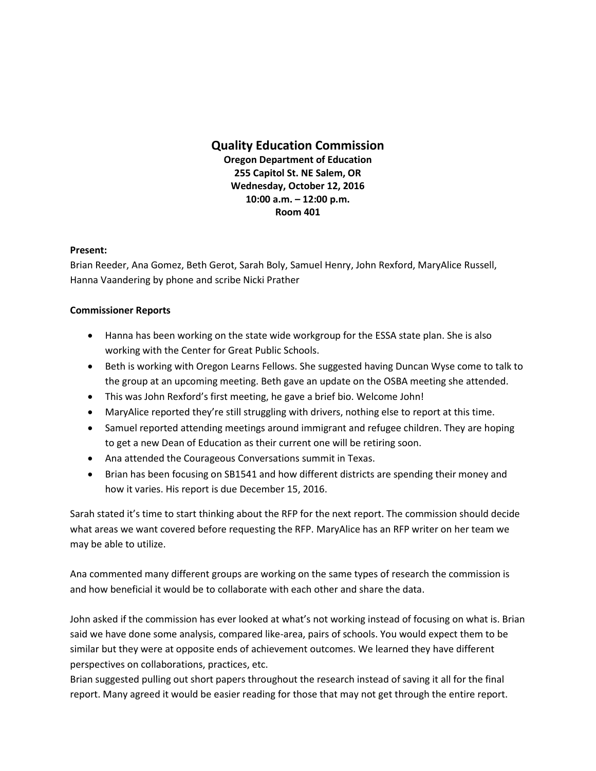# Quality Education Commission

**Oregon Department of Education**
**255 Capitol St. NE Salem, OR**
**Wednesday, October 12, 2016**
**10:00 a.m. – 12:00 p.m.**
**Room 401**

**Present:**
Brian Reeder, Ana Gomez, Beth Gerot, Sarah Boly, Samuel Henry, John Rexford, MaryAlice Russell, Hanna Vaandering by phone and scribe Nicki Prather

**Commissioner Reports**

- Hanna has been working on the state wide workgroup for the ESSA state plan. She is also working with the Center for Great Public Schools.
- Beth is working with Oregon Learns Fellows. She suggested having Duncan Wyse come to talk to the group at an upcoming meeting. Beth gave an update on the OSBA meeting she attended.
- This was John Rexford's first meeting, he gave a brief bio. Welcome John!
- MaryAlice reported they're still struggling with drivers, nothing else to report at this time.
- Samuel reported attending meetings around immigrant and refugee children. They are hoping to get a new Dean of Education as their current one will be retiring soon.
- Ana attended the Courageous Conversations summit in Texas.
- Brian has been focusing on SB1541 and how different districts are spending their money and how it varies. His report is due December 15, 2016.

Sarah stated it's time to start thinking about the RFP for the next report. The commission should decide what areas we want covered before requesting the RFP. MaryAlice has an RFP writer on her team we may be able to utilize.

Ana commented many different groups are working on the same types of research the commission is and how beneficial it would be to collaborate with each other and share the data.

John asked if the commission has ever looked at what's not working instead of focusing on what is. Brian said we have done some analysis, compared like-area, pairs of schools. You would expect them to be similar but they were at opposite ends of achievement outcomes. We learned they have different perspectives on collaborations, practices, etc.
Brian suggested pulling out short papers throughout the research instead of saving it all for the final report. Many agreed it would be easier reading for those that may not get through the entire report.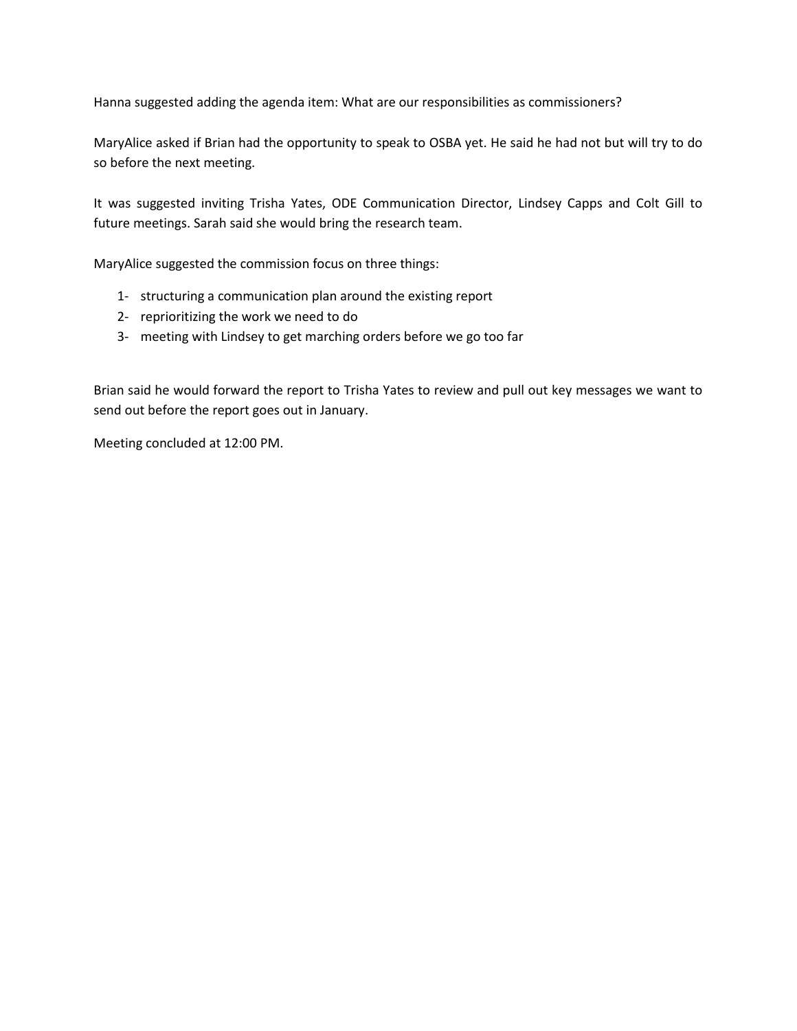Hanna suggested adding the agenda item: What are our responsibilities as commissioners?

MaryAlice asked if Brian had the opportunity to speak to OSBA yet. He said he had not but will try to do so before the next meeting.

It was suggested inviting Trisha Yates, ODE Communication Director, Lindsey Capps and Colt Gill to future meetings. Sarah said she would bring the research team.

MaryAlice suggested the commission focus on three things:

1- structuring a communication plan around the existing report
2- reprioritizing the work we need to do
3- meeting with Lindsey to get marching orders before we go too far

Brian said he would forward the report to Trisha Yates to review and pull out key messages we want to send out before the report goes out in January.

Meeting concluded at 12:00 PM.